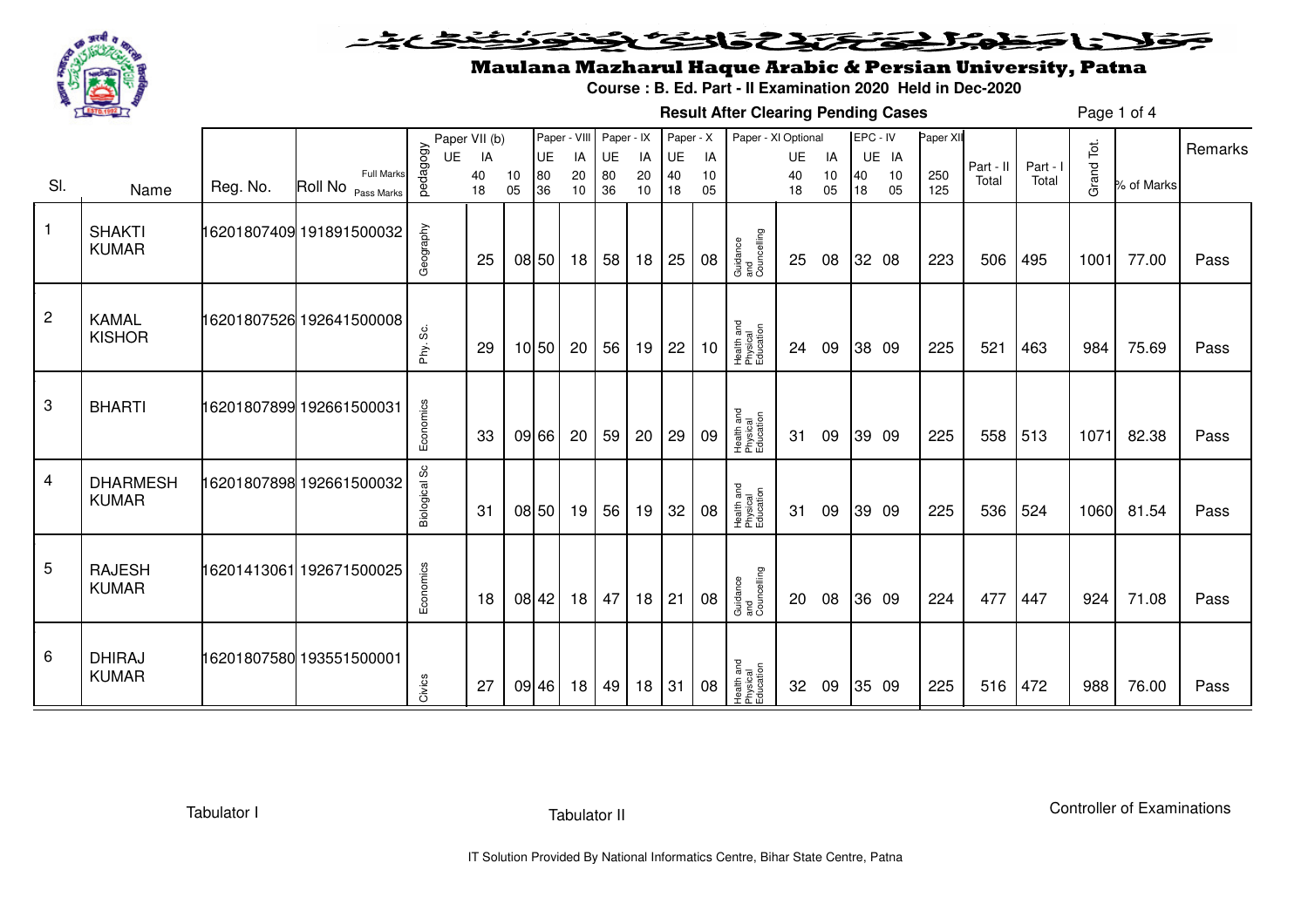# Maulana Mazharul Haque Arabic & Persian University, Patna

**Course : B. Ed. Part - II Examination 2020 Held in Dec-2020**

**Result After Clearing Pending Cases**

| Sl. | Name | Reg. No. | Roll No | pedagogy | Paper VII (b) UE | Paper VII (b) IA | Paper - VIII UE | Paper - VIII IA | Paper - IX UE | Paper - IX IA | Paper - X UE | Paper - X IA | Paper - XI Optional | Paper - XI UE | Paper - XI IA | EPC - IV UE | EPC - IV IA | Paper XII | Part - II Total | Part - I Total | Grand Tot. | % of Marks | Remarks |
|---|---|---|---|---|---|---|---|---|---|---|---|---|---|---|---|---|---|---|---|---|---|---|---|
| | | | Full Marks | | 40 | 10 | 80 | 20 | 80 | 20 | 40 | 10 | | 40 | 10 | 40 | 10 | 250 | | | | | |
| | | | Pass Marks | | 18 | 05 | 36 | 10 | 36 | 10 | 18 | 05 | | 18 | 05 | 18 | 05 | 125 | | | | | |
| 1 | SHAKTI KUMAR | 16201807409 | 191891500032 | Geography | 25 | 08 | 50 | 18 | 58 | 18 | 25 | 08 | Guidance and Councelling | 25 | 08 | 32 | 08 | 223 | 506 | 495 | 1001 | 77.00 | Pass |
| 2 | KAMAL KISHOR | 16201807526 | 192641500008 | Phy. Sc. | 29 | 10 | 50 | 20 | 56 | 19 | 22 | 10 | Health and Physical Education | 24 | 09 | 38 | 09 | 225 | 521 | 463 | 984 | 75.69 | Pass |
| 3 | BHARTI | 16201807899 | 192661500031 | Economics | 33 | 09 | 66 | 20 | 59 | 20 | 29 | 09 | Health and Physical Education | 31 | 09 | 39 | 09 | 225 | 558 | 513 | 1071 | 82.38 | Pass |
| 4 | DHARMESH KUMAR | 16201807898 | 192661500032 | Biological Sc | 31 | 08 | 50 | 19 | 56 | 19 | 32 | 08 | Health and Physical Education | 31 | 09 | 39 | 09 | 225 | 536 | 524 | 1060 | 81.54 | Pass |
| 5 | RAJESH KUMAR | 16201413061 | 192671500025 | Economics | 18 | 08 | 42 | 18 | 47 | 18 | 21 | 08 | Guidance and Councelling | 20 | 08 | 36 | 09 | 224 | 477 | 447 | 924 | 71.08 | Pass |
| 6 | DHIRAJ KUMAR | 16201807580 | 193551500001 | Civics | 27 | 09 | 46 | 18 | 49 | 18 | 31 | 08 | Health and Physical Education | 32 | 09 | 35 | 09 | 225 | 516 | 472 | 988 | 76.00 | Pass |

Tabulator I | Tabulator II | Controller of Examinations

IT Solution Provided By National Informatics Centre, Bihar State Centre, Patna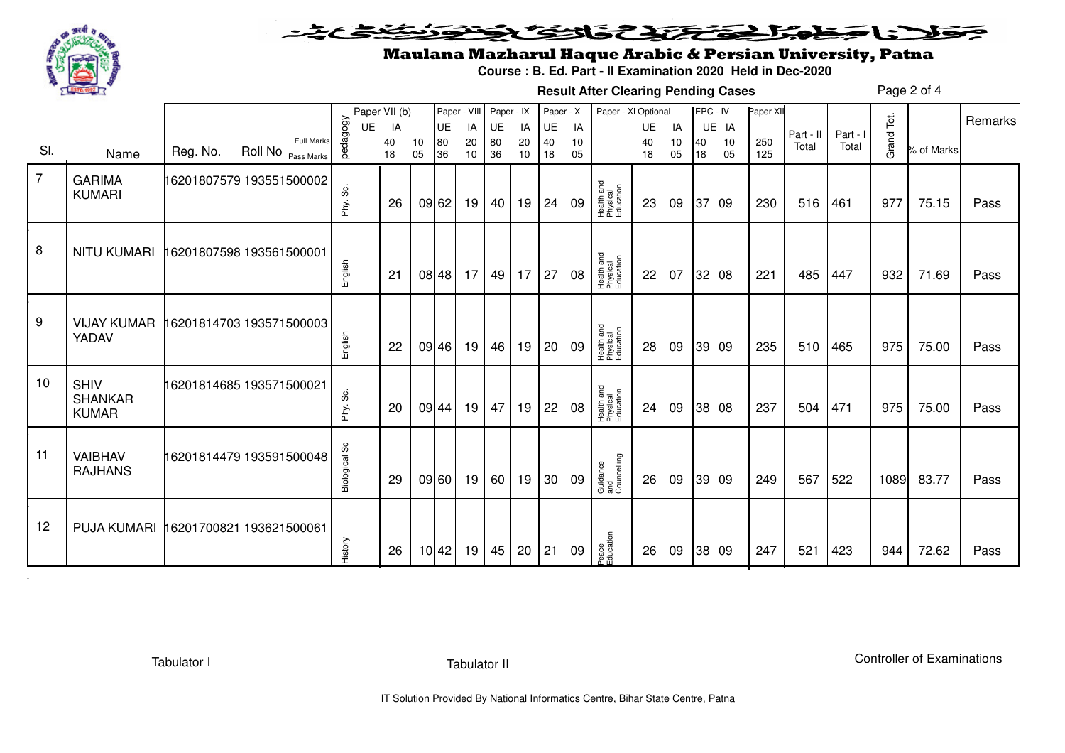# Maulana Mazharul Haque Arabic & Persian University, Patna

**Course : B. Ed. Part - II Examination 2020 Held in Dec-2020**

**Result After Clearing Pending Cases**

| Sl. | Name | Reg. No. | Roll No | pedagogy | Paper VII (b) UE | IA | | Paper - VIII UE | IA | Paper - IX UE | IA | Paper - X UE | IA | Paper - XI Optional | UE | IA | EPC - IV UE | IA | Paper XII | Part - II Total | Part - I Total | Grand Tot. | % of Marks | Remarks |
|---|---|---|---|---|---|---|---|---|---|---|---|---|---|---|---|---|---|---|---|---|---|---|---|---|
| | | | Full Marks | | | 40 | 10 | 80 | 20 | 80 | 20 | 40 | 10 | | 40 | 10 | 40 | 10 | 250 | | | | | |
| | | | Pass Marks | | | 18 | 05 | 36 | 10 | 36 | 10 | 18 | 05 | | 18 | 05 | 18 | 05 | 125 | | | | | |
| 7 | GARIMA KUMARI | 16201807579 | 193551500002 | Phy. Sc. | | 26 | 09 | 62 | 19 | 40 | 19 | 24 | 09 | Health and Physical Education | 23 | 09 | 37 | 09 | 230 | 516 | 461 | 977 | 75.15 | Pass |
| 8 | NITU KUMARI | 16201807598 | 193561500001 | English | | 21 | 08 | 48 | 17 | 49 | 17 | 27 | 08 | Health and Physical Education | 22 | 07 | 32 | 08 | 221 | 485 | 447 | 932 | 71.69 | Pass |
| 9 | VIJAY KUMAR YADAV | 16201814703 | 193571500003 | English | | 22 | 09 | 46 | 19 | 46 | 19 | 20 | 09 | Health and Physical Education | 28 | 09 | 39 | 09 | 235 | 510 | 465 | 975 | 75.00 | Pass |
| 10 | SHIV SHANKAR KUMAR | 16201814685 | 193571500021 | Phy. Sc. | | 20 | 09 | 44 | 19 | 47 | 19 | 22 | 08 | Health and Physical Education | 24 | 09 | 38 | 08 | 237 | 504 | 471 | 975 | 75.00 | Pass |
| 11 | VAIBHAV RAJHANS | 16201814479 | 193591500048 | Biological Sc | | 29 | 09 | 60 | 19 | 60 | 19 | 30 | 09 | Guidance and Councelling | 26 | 09 | 39 | 09 | 249 | 567 | 522 | 1089 | 83.77 | Pass |
| 12 | PUJA KUMARI | 16201700821 | 193621500061 | History | | 26 | 10 | 42 | 19 | 45 | 20 | 21 | 09 | Peace Education | 26 | 09 | 38 | 09 | 247 | 521 | 423 | 944 | 72.62 | Pass |

Tabulator I    Tabulator II    Controller of Examinations

IT Solution Provided By National Informatics Centre, Bihar State Centre, Patna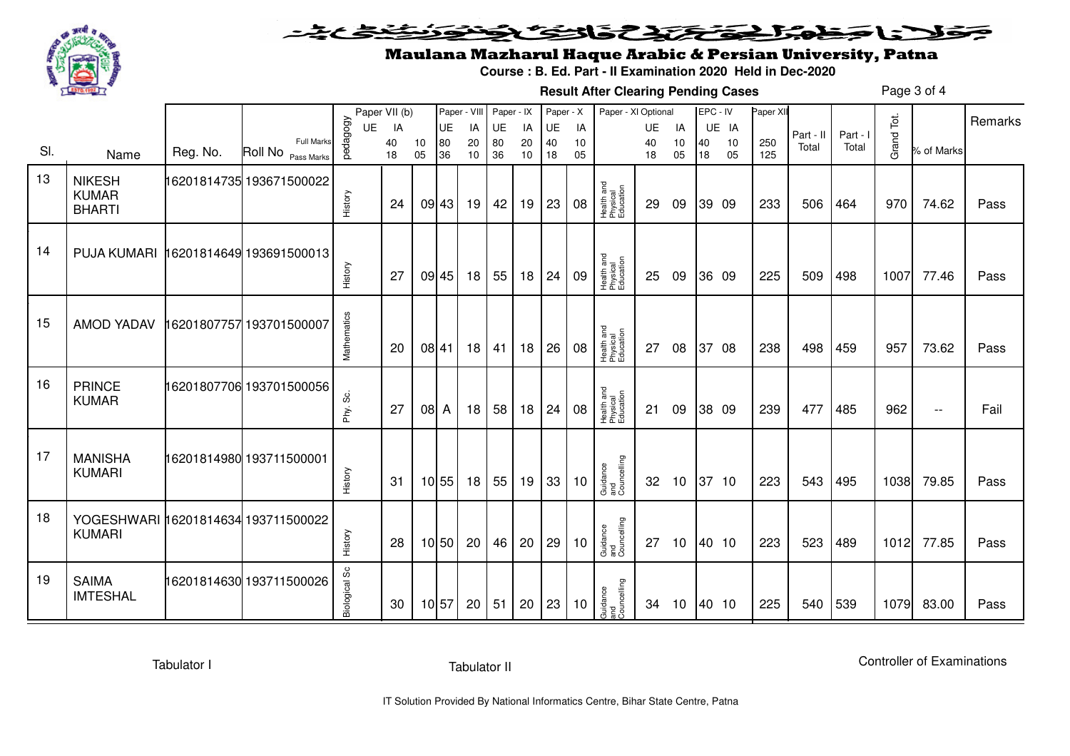# Maulana Mazharul Haque Arabic & Persian University, Patna

**Course : B. Ed. Part - II Examination 2020 Held in Dec-2020**

**Result After Clearing Pending Cases**

| Sl. | Name | Reg. No. | Roll No | pedagogy | Paper VII (b) UE | Paper VII (b) IA | Paper - VIII UE | Paper - VIII IA | Paper - IX UE | Paper - IX IA | Paper - X UE | Paper - X IA | Paper - XI Optional | Paper - XI UE | Paper - XI IA | EPC - IV UE | EPC - IV IA | Paper XII | Part - II Total | Part - I Total | Grand Tot. | % of Marks | Remarks |
|---|---|---|---|---|---|---|---|---|---|---|---|---|---|---|---|---|---|---|---|---|---|---|---|
| | | | Full Marks | | 40 | 10 | 80 | 20 | 80 | 20 | 40 | 10 | | 40 | 10 | 40 | 10 | 250 | | | | | |
| | | | Pass Marks | | 18 | 05 | 36 | 10 | 36 | 10 | 18 | 05 | | 18 | 05 | 18 | 05 | 125 | | | | | |
| 13 | NIKESH KUMAR BHARTI | 16201814735 | 193671500022 | History | 24 | 09 | 43 | 19 | 42 | 19 | 23 | 08 | Health and Physical Education | 29 | 09 | 39 | 09 | 233 | 506 | 464 | 970 | 74.62 | Pass |
| 14 | PUJA KUMARI | 16201814649 | 193691500013 | History | 27 | 09 | 45 | 18 | 55 | 18 | 24 | 09 | Health and Physical Education | 25 | 09 | 36 | 09 | 225 | 509 | 498 | 1007 | 77.46 | Pass |
| 15 | AMOD YADAV | 16201807757 | 193701500007 | Mathematics | 20 | 08 | 41 | 18 | 41 | 18 | 26 | 08 | Health and Physical Education | 27 | 08 | 37 | 08 | 238 | 498 | 459 | 957 | 73.62 | Pass |
| 16 | PRINCE KUMAR | 16201807706 | 193701500056 | Phy. Sc. | 27 | 08 | A | 18 | 58 | 18 | 24 | 08 | Health and Physical Education | 21 | 09 | 38 | 09 | 239 | 477 | 485 | 962 | -- | Fail |
| 17 | MANISHA KUMARI | 16201814980 | 193711500001 | History | 31 | 10 | 55 | 18 | 55 | 19 | 33 | 10 | Guidance and Councelling | 32 | 10 | 37 | 10 | 223 | 543 | 495 | 1038 | 79.85 | Pass |
| 18 | YOGESHWARI KUMARI | 16201814634 | 193711500022 | History | 28 | 10 | 50 | 20 | 46 | 20 | 29 | 10 | Guidance and Councelling | 27 | 10 | 40 | 10 | 223 | 523 | 489 | 1012 | 77.85 | Pass |
| 19 | SAIMA IMTESHAL | 16201814630 | 193711500026 | Biological Sc | 30 | 10 | 57 | 20 | 51 | 20 | 23 | 10 | Guidance and Councelling | 34 | 10 | 40 | 10 | 225 | 540 | 539 | 1079 | 83.00 | Pass |

Tabulator I | Tabulator II | Controller of Examinations

IT Solution Provided By National Informatics Centre, Bihar State Centre, Patna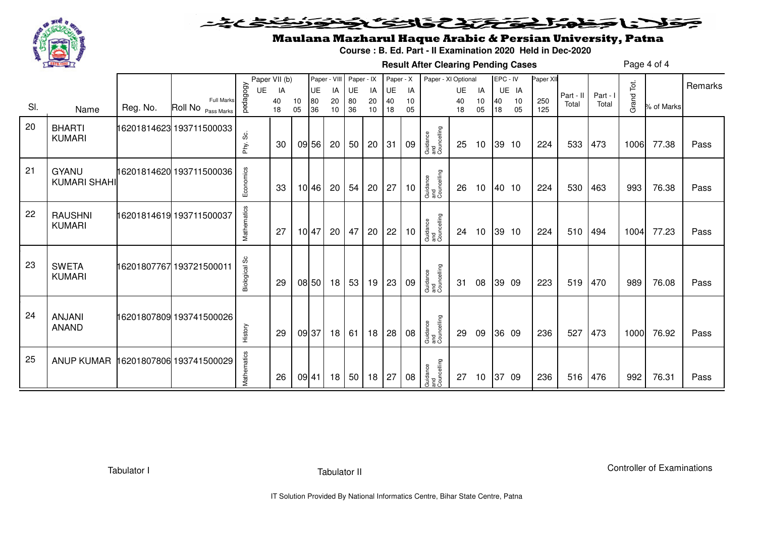# Maulana Mazharul Haque Arabic & Persian University, Patna

**Course : B. Ed. Part - II Examination 2020 Held in Dec-2020**

**Result After Clearing Pending Cases**

| Sl. | Name | Reg. No. | Roll No | pedagogy | Paper VII (b) UE | Paper VII (b) IA | Paper - VIII UE | Paper - VIII IA | Paper - IX UE | Paper - IX IA | Paper - X UE | Paper - X IA | Paper - XI Optional | Paper - XI UE | Paper - XI IA | EPC - IV UE | EPC - IV IA | Paper XII | Part - II Total | Part - I Total | Grand Tot. | % of Marks | Remarks |
|---|---|---|---|---|---|---|---|---|---|---|---|---|---|---|---|---|---|---|---|---|---|---|---|
| | | | Full Marks | | 40 | 10 | 80 | 20 | 80 | 20 | 40 | 10 | | 40 | 10 | 40 | 10 | 250 | | | | | |
| | | | Pass Marks | | 18 | 05 | 36 | 10 | 36 | 10 | 18 | 05 | | 18 | 05 | 18 | 05 | 125 | | | | | |
| 20 | BHARTI KUMARI | 16201814623 | 193711500033 | Phy. Sc. | 30 | 09 | 56 | 20 | 50 | 20 | 31 | 09 | Guidance and Councelling | 25 | 10 | 39 | 10 | 224 | 533 | 473 | 1006 | 77.38 | Pass |
| 21 | GYANU KUMARI SHAHI | 16201814620 | 193711500036 | Economics | 33 | 10 | 46 | 20 | 54 | 20 | 27 | 10 | Guidance and Councelling | 26 | 10 | 40 | 10 | 224 | 530 | 463 | 993 | 76.38 | Pass |
| 22 | RAUSHNI KUMARI | 16201814619 | 193711500037 | Mathematics | 27 | 10 | 47 | 20 | 47 | 20 | 22 | 10 | Guidance and Councelling | 24 | 10 | 39 | 10 | 224 | 510 | 494 | 1004 | 77.23 | Pass |
| 23 | SWETA KUMARI | 16201807767 | 193721500011 | Biological Sc | 29 | 08 | 50 | 18 | 53 | 19 | 23 | 09 | Guidance and Councelling | 31 | 08 | 39 | 09 | 223 | 519 | 470 | 989 | 76.08 | Pass |
| 24 | ANJANI ANAND | 16201807809 | 193741500026 | History | 29 | 09 | 37 | 18 | 61 | 18 | 28 | 08 | Guidance and Councelling | 29 | 09 | 36 | 09 | 236 | 527 | 473 | 1000 | 76.92 | Pass |
| 25 | ANUP KUMAR | 16201807806 | 193741500029 | Mathematics | 26 | 09 | 41 | 18 | 50 | 18 | 27 | 08 | Guidance and Councelling | 27 | 10 | 37 | 09 | 236 | 516 | 476 | 992 | 76.31 | Pass |

Tabulator I    Tabulator II    Controller of Examinations

IT Solution Provided By National Informatics Centre, Bihar State Centre, Patna